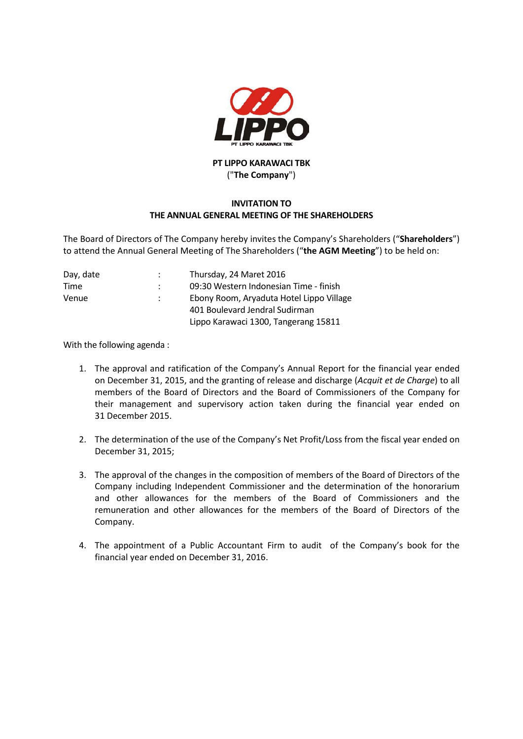**PT LIPPO KARAWACI TBK**
("**The Company**")

## INVITATION TO
## THE ANNUAL GENERAL MEETING OF THE SHAREHOLDERS

The Board of Directors of The Company hereby invites the Company's Shareholders ("**Shareholders**") to attend the Annual General Meeting of The Shareholders ("**the AGM Meeting**") to be held on:

| | | |
|---|---|---|
| Day, date | : | Thursday, 24 Maret 2016 |
| Time | : | 09:30 Western Indonesian Time - finish |
| Venue | : | Ebony Room, Aryaduta Hotel Lippo Village<br>401 Boulevard Jendral Sudirman<br>Lippo Karawaci 1300, Tangerang 15811 |

With the following agenda :

1. The approval and ratification of the Company's Annual Report for the financial year ended on December 31, 2015, and the granting of release and discharge (*Acquit et de Charge*) to all members of the Board of Directors and the Board of Commissioners of the Company for their management and supervisory action taken during the financial year ended on 31 December 2015.

2. The determination of the use of the Company's Net Profit/Loss from the fiscal year ended on December 31, 2015;

3. The approval of the changes in the composition of members of the Board of Directors of the Company including Independent Commissioner and the determination of the honorarium and other allowances for the members of the Board of Commissioners and the remuneration and other allowances for the members of the Board of Directors of the Company.

4. The appointment of a Public Accountant Firm to audit of the Company's book for the financial year ended on December 31, 2016.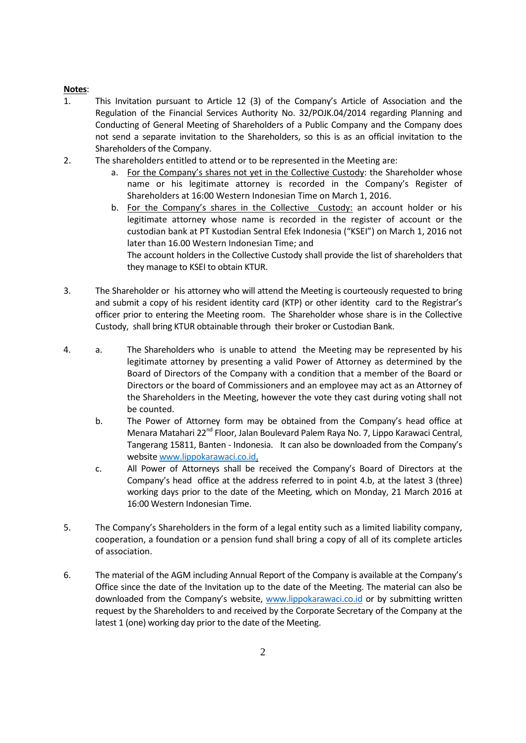**Notes**:

1. This Invitation pursuant to Article 12 (3) of the Company's Article of Association and the Regulation of the Financial Services Authority No. 32/POJK.04/2014 regarding Planning and Conducting of General Meeting of Shareholders of a Public Company and the Company does not send a separate invitation to the Shareholders, so this is as an official invitation to the Shareholders of the Company.

2. The shareholders entitled to attend or to be represented in the Meeting are:
   a. For the Company's shares not yet in the Collective Custody: the Shareholder whose name or his legitimate attorney is recorded in the Company's Register of Shareholders at 16:00 Western Indonesian Time on March 1, 2016.
   b. For the Company's shares in the Collective Custody: an account holder or his legitimate attorney whose name is recorded in the register of account or the custodian bank at PT Kustodian Sentral Efek Indonesia ("KSEI") on March 1, 2016 not later than 16.00 Western Indonesian Time; and
   
   The account holders in the Collective Custody shall provide the list of shareholders that they manage to KSEI to obtain KTUR.

3. The Shareholder or his attorney who will attend the Meeting is courteously requested to bring and submit a copy of his resident identity card (KTP) or other identity card to the Registrar's officer prior to entering the Meeting room. The Shareholder whose share is in the Collective Custody, shall bring KTUR obtainable through their broker or Custodian Bank.

4. a. The Shareholders who is unable to attend the Meeting may be represented by his legitimate attorney by presenting a valid Power of Attorney as determined by the Board of Directors of the Company with a condition that a member of the Board or Directors or the board of Commissioners and an employee may act as an Attorney of the Shareholders in the Meeting, however the vote they cast during voting shall not be counted.
   b. The Power of Attorney form may be obtained from the Company's head office at Menara Matahari 22nd Floor, Jalan Boulevard Palem Raya No. 7, Lippo Karawaci Central, Tangerang 15811, Banten - Indonesia. It can also be downloaded from the Company's website www.lippokarawaci.co.id.
   c. All Power of Attorneys shall be received the Company's Board of Directors at the Company's head office at the address referred to in point 4.b, at the latest 3 (three) working days prior to the date of the Meeting, which on Monday, 21 March 2016 at 16:00 Western Indonesian Time.

5. The Company's Shareholders in the form of a legal entity such as a limited liability company, cooperation, a foundation or a pension fund shall bring a copy of all of its complete articles of association.

6. The material of the AGM including Annual Report of the Company is available at the Company's Office since the date of the Invitation up to the date of the Meeting. The material can also be downloaded from the Company's website, www.lippokarawaci.co.id or by submitting written request by the Shareholders to and received by the Corporate Secretary of the Company at the latest 1 (one) working day prior to the date of the Meeting.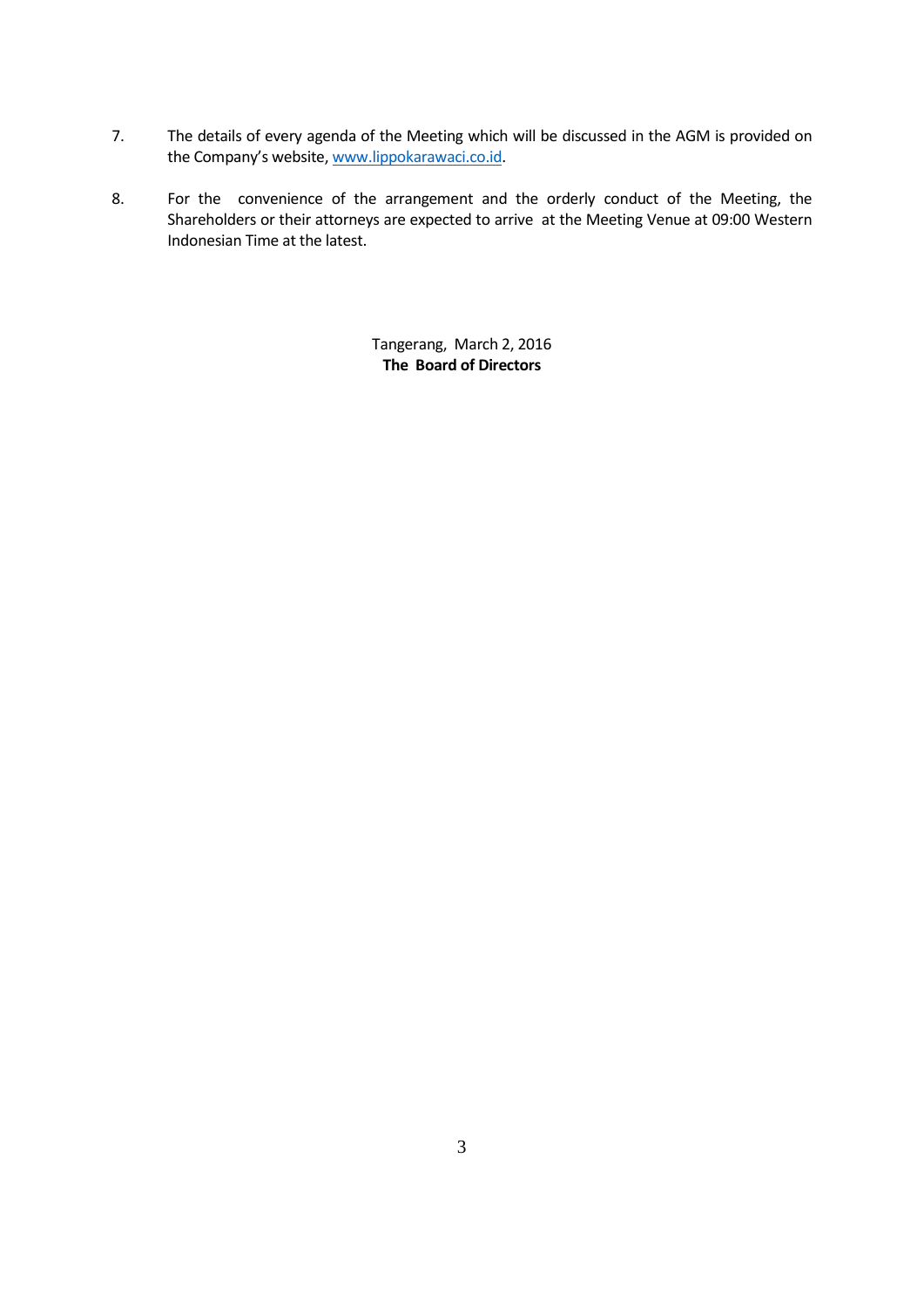7. The details of every agenda of the Meeting which will be discussed in the AGM is provided on the Company's website, [www.lippokarawaci.co.id](http://www.lippokarawaci.co.id).

8. For the convenience of the arrangement and the orderly conduct of the Meeting, the Shareholders or their attorneys are expected to arrive at the Meeting Venue at 09:00 Western Indonesian Time at the latest.

Tangerang, March 2, 2016
**The Board of Directors**